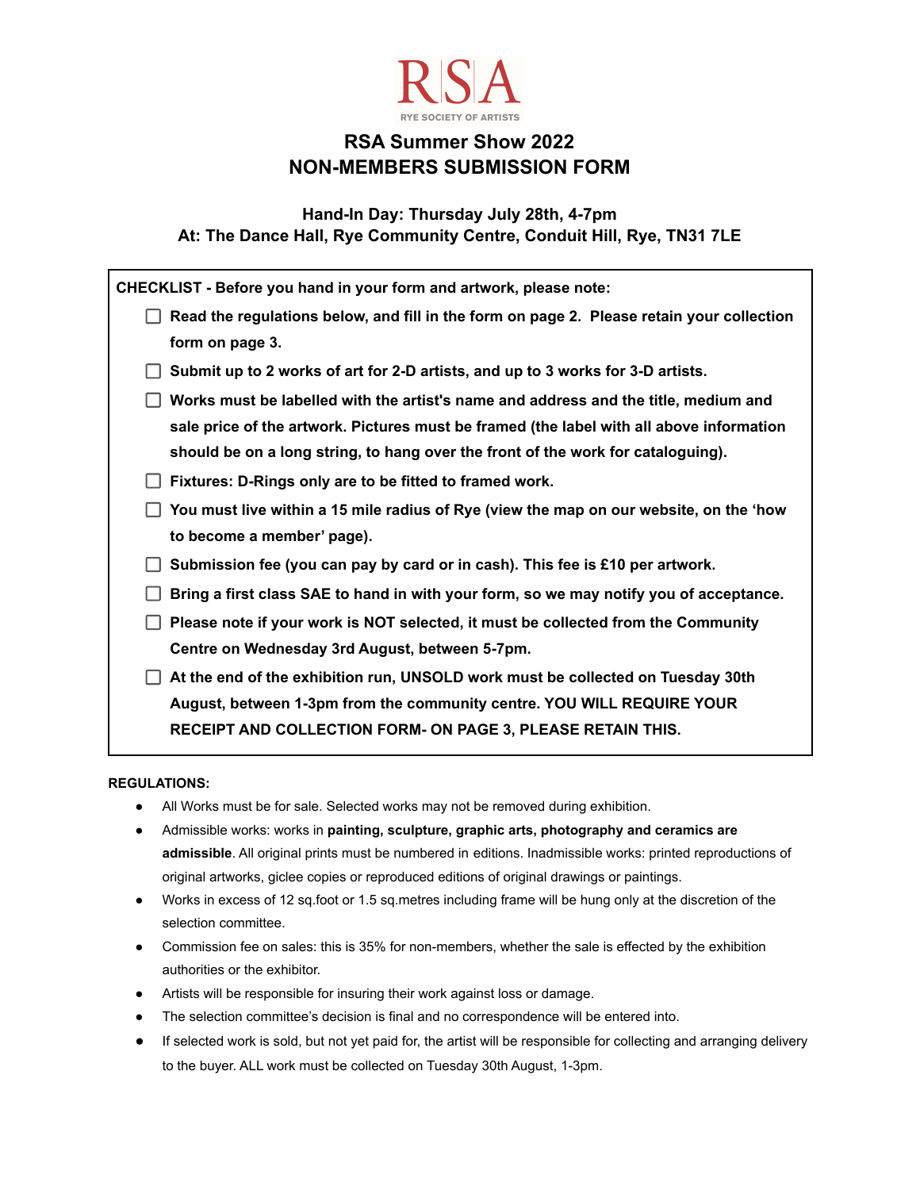RSA
RYE SOCIETY OF ARTISTS

# RSA Summer Show 2022
# NON-MEMBERS SUBMISSION FORM

**Hand-In Day: Thursday July 28th, 4-7pm**
**At: The Dance Hall, Rye Community Centre, Conduit Hill, Rye, TN31 7LE**

**CHECKLIST - Before you hand in your form and artwork, please note:**

- [ ] **Read the regulations below, and fill in the form on page 2. Please retain your collection form on page 3.**
- [ ] **Submit up to 2 works of art for 2-D artists, and up to 3 works for 3-D artists.**
- [ ] **Works must be labelled with the artist's name and address and the title, medium and sale price of the artwork. Pictures must be framed (the label with all above information should be on a long string, to hang over the front of the work for cataloguing).**
- [ ] **Fixtures: D-Rings only are to be fitted to framed work.**
- [ ] **You must live within a 15 mile radius of Rye (view the map on our website, on the 'how to become a member' page).**
- [ ] **Submission fee (you can pay by card or in cash). This fee is £10 per artwork.**
- [ ] **Bring a first class SAE to hand in with your form, so we may notify you of acceptance.**
- [ ] **Please note if your work is NOT selected, it must be collected from the Community Centre on Wednesday 3rd August, between 5-7pm.**
- [ ] **At the end of the exhibition run, UNSOLD work must be collected on Tuesday 30th August, between 1-3pm from the community centre. YOU WILL REQUIRE YOUR RECEIPT AND COLLECTION FORM- ON PAGE 3, PLEASE RETAIN THIS.**

**REGULATIONS:**

- All Works must be for sale. Selected works may not be removed during exhibition.
- Admissible works: works in **painting, sculpture, graphic arts, photography and ceramics are admissible**. All original prints must be numbered in editions. Inadmissible works: printed reproductions of original artworks, giclee copies or reproduced editions of original drawings or paintings.
- Works in excess of 12 sq.foot or 1.5 sq.metres including frame will be hung only at the discretion of the selection committee.
- Commission fee on sales: this is 35% for non-members, whether the sale is effected by the exhibition authorities or the exhibitor.
- Artists will be responsible for insuring their work against loss or damage.
- The selection committee's decision is final and no correspondence will be entered into.
- If selected work is sold, but not yet paid for, the artist will be responsible for collecting and arranging delivery to the buyer. ALL work must be collected on Tuesday 30th August, 1-3pm.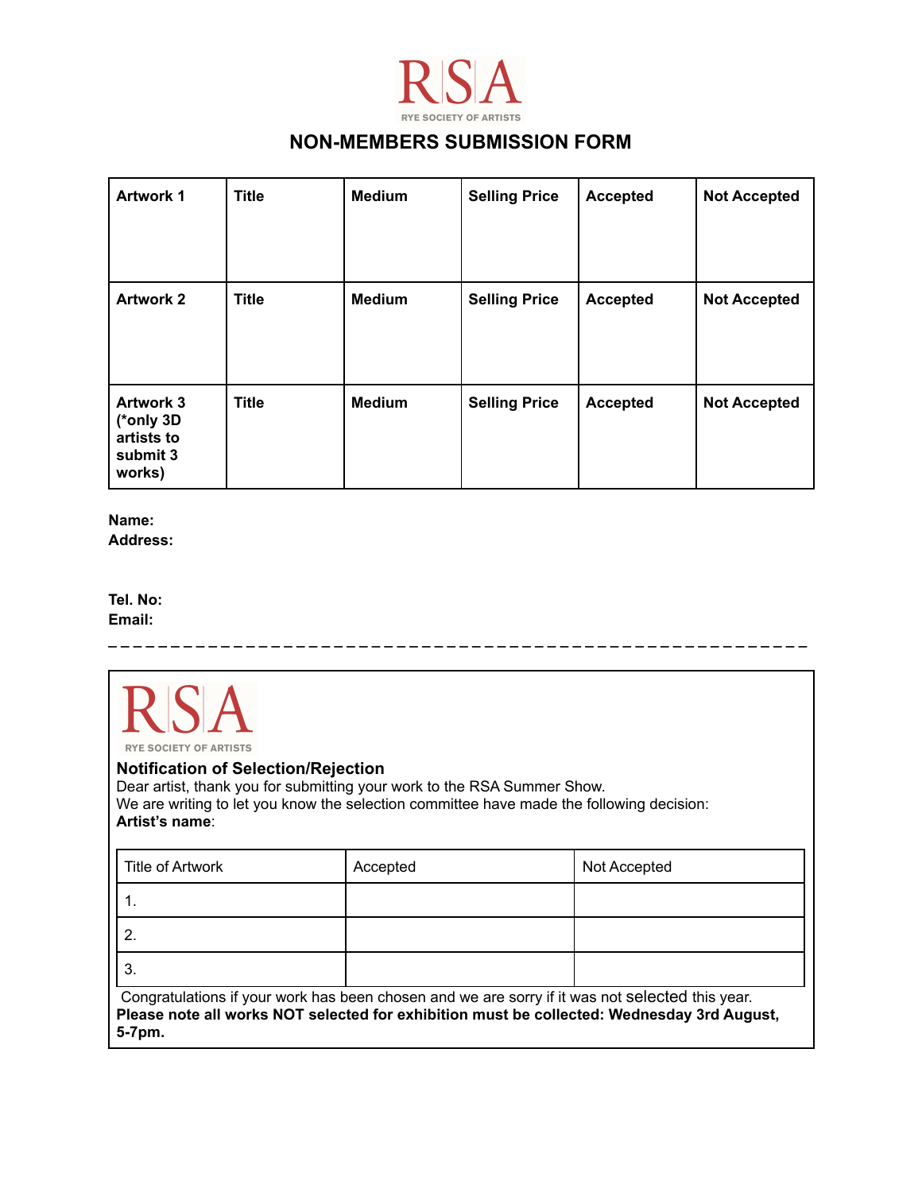RSA

RYE SOCIETY OF ARTISTS

# NON-MEMBERS SUBMISSION FORM

| **Artwork 1** | **Title** | **Medium** | **Selling Price** | **Accepted** | **Not Accepted** |
|---|---|---|---|---|---|
| **Artwork 2** | **Title** | **Medium** | **Selling Price** | **Accepted** | **Not Accepted** |
| **Artwork 3 (*only 3D artists to submit 3 works)** | **Title** | **Medium** | **Selling Price** | **Accepted** | **Not Accepted** |

**Name:**
**Address:**

**Tel. No:**
**Email:**

_ _ _ _ _ _ _ _ _ _ _ _ _ _ _ _ _ _ _ _ _ _ _ _ _ _ _ _ _ _ _ _ _ _ _ _ _ _ _ _ _ _ _ _ _ _ _ _ _ _ _ _ _ _ _ _ _ _

RSA

RYE SOCIETY OF ARTISTS

## Notification of Selection/Rejection

Dear artist, thank you for submitting your work to the RSA Summer Show.
We are writing to let you know the selection committee have made the following decision:
**Artist's name**:

| Title of Artwork | Accepted | Not Accepted |
|---|---|---|
| 1. | | |
| 2. | | |
| 3. | | |

Congratulations if your work has been chosen and we are sorry if it was not selected this year.
**Please note all works NOT selected for exhibition must be collected: Wednesday 3rd August, 5-7pm.**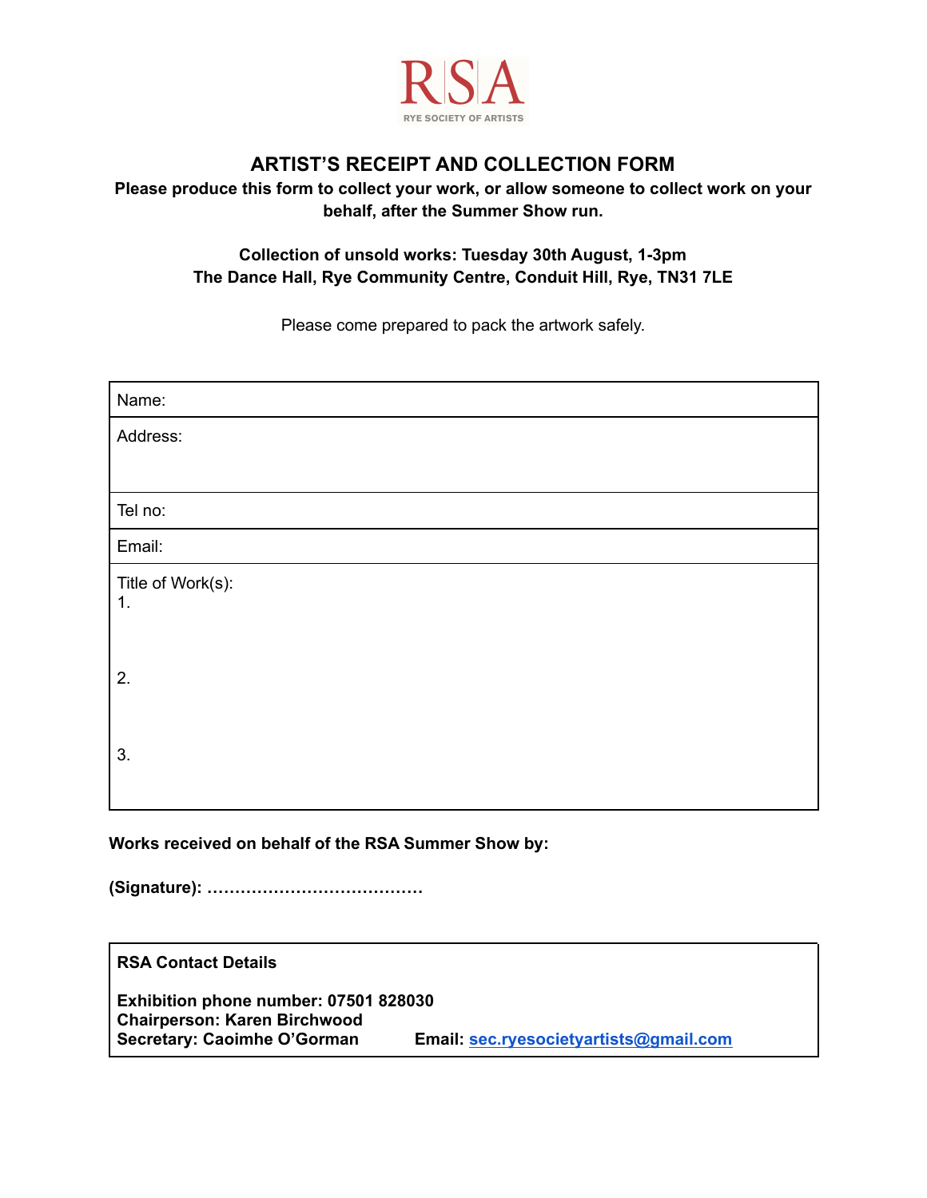RSA

RYE SOCIETY OF ARTISTS

# ARTIST'S RECEIPT AND COLLECTION FORM

**Please produce this form to collect your work, or allow someone to collect work on your behalf, after the Summer Show run.**

**Collection of unsold works: Tuesday 30th August, 1-3pm**
**The Dance Hall, Rye Community Centre, Conduit Hill, Rye, TN31 7LE**

Please come prepared to pack the artwork safely.

| |
|---|
| Name: |
| Address: |
| Tel no: |
| Email: |
| Title of Work(s):<br>1.<br><br>2.<br><br>3. |

**Works received on behalf of the RSA Summer Show by:**

**(Signature): …………………………………**

**RSA Contact Details**

**Exhibition phone number: 07501 828030**
**Chairperson: Karen Birchwood**
**Secretary: Caoimhe O'Gorman**
**Email: sec.ryesocietyartists@gmail.com**